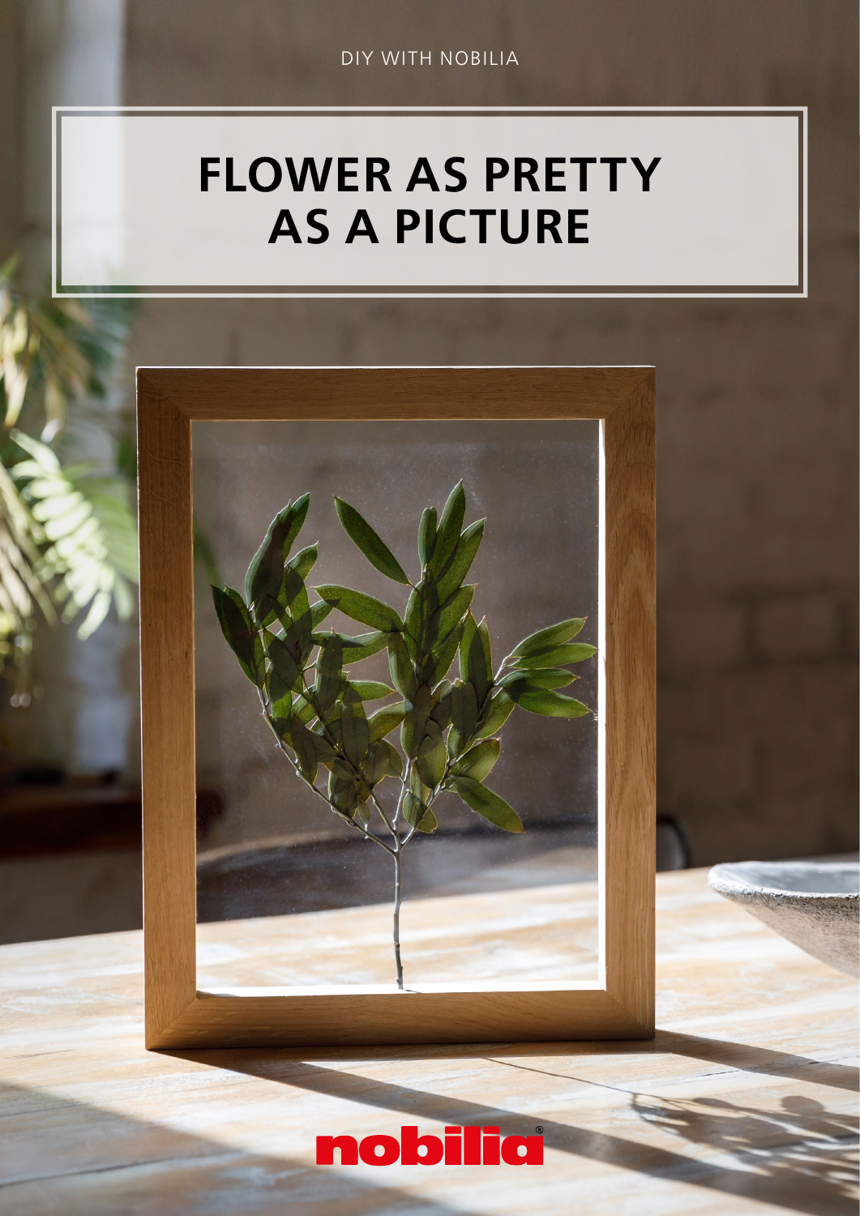DIY WITH NOBILIA

# FLOWER AS PRETTY AS A PICTURE

nobilia®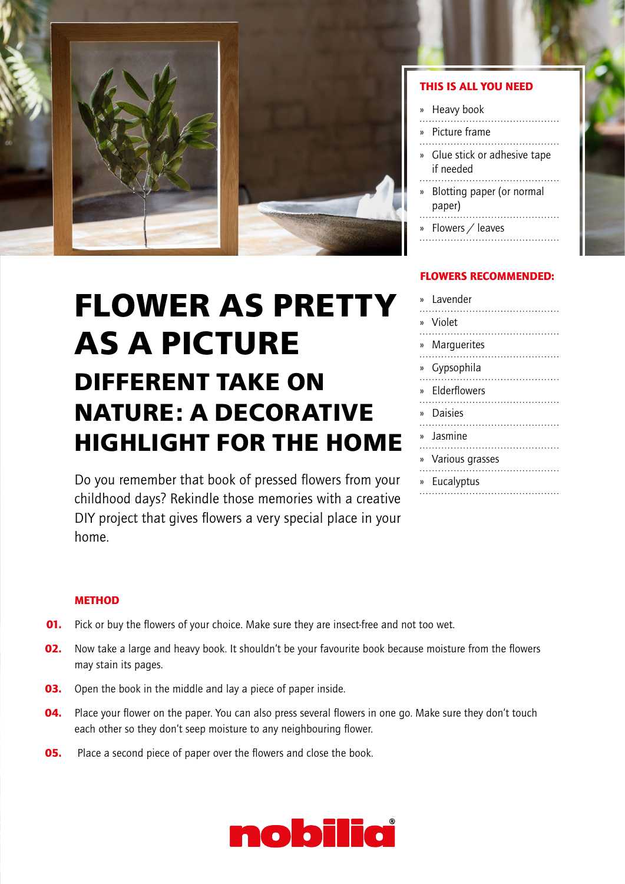# FLOWER AS PRETTY AS A PICTURE

## DIFFERENT TAKE ON NATURE: A DECORATIVE HIGHLIGHT FOR THE HOME

Do you remember that book of pressed flowers from your childhood days? Rekindle those memories with a creative DIY project that gives flowers a very special place in your home.

**THIS IS ALL YOU NEED**

- Heavy book
- Picture frame
- Glue stick or adhesive tape if needed
- Blotting paper (or normal paper)
- Flowers / leaves

**FLOWERS RECOMMENDED:**

- Lavender
- Violet
- Marguerites
- Gypsophila
- Elderflowers
- Daisies
- Jasmine
- Various grasses
- Eucalyptus

**METHOD**

**01.** Pick or buy the flowers of your choice. Make sure they are insect-free and not too wet.

**02.** Now take a large and heavy book. It shouldn't be your favourite book because moisture from the flowers may stain its pages.

**03.** Open the book in the middle and lay a piece of paper inside.

**04.** Place your flower on the paper. You can also press several flowers in one go. Make sure they don't touch each other so they don't seep moisture to any neighbouring flower.

**05.** Place a second piece of paper over the flowers and close the book.

nobilia®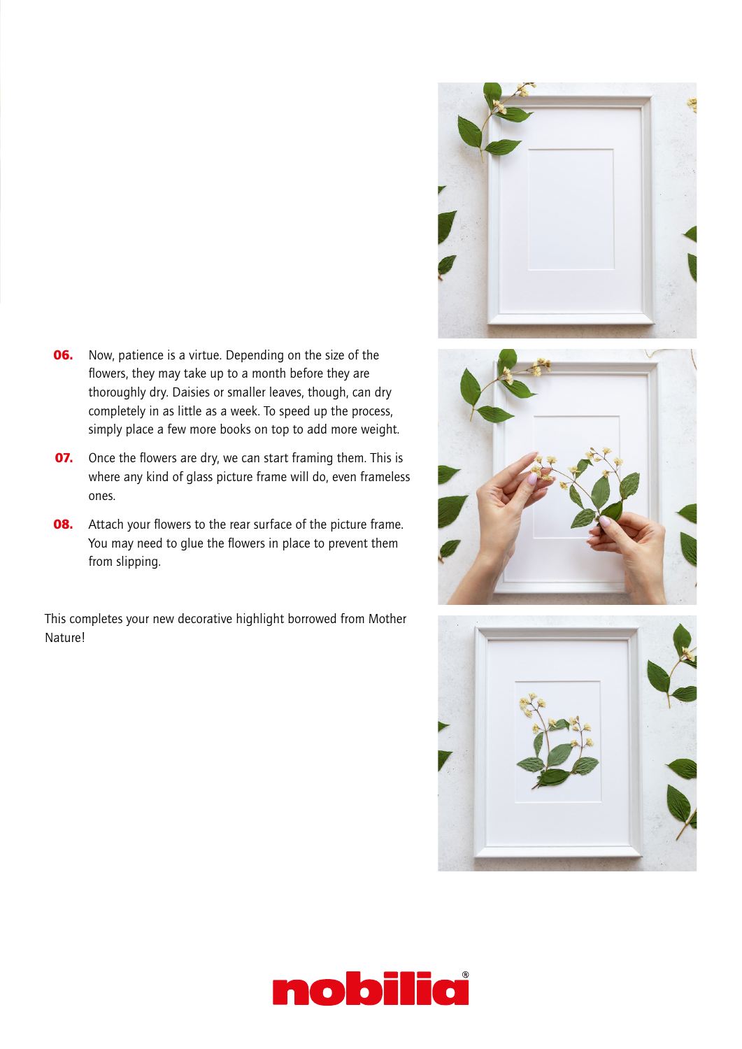**06.** Now, patience is a virtue. Depending on the size of the flowers, they may take up to a month before they are thoroughly dry. Daisies or smaller leaves, though, can dry completely in as little as a week. To speed up the process, simply place a few more books on top to add more weight.

**07.** Once the flowers are dry, we can start framing them. This is where any kind of glass picture frame will do, even frameless ones.

**08.** Attach your flowers to the rear surface of the picture frame. You may need to glue the flowers in place to prevent them from slipping.

This completes your new decorative highlight borrowed from Mother Nature!

nobilia®